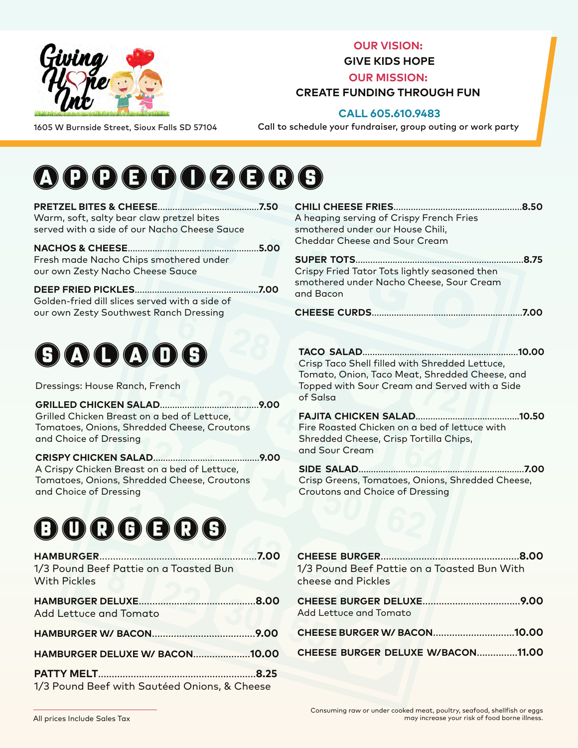Giving Hope Inc

1605 W Burnside Street, Sioux Falls SD 57104

**OUR VISION:**
**GIVE KIDS HOPE**
**OUR MISSION:**
**CREATE FUNDING THROUGH FUN**

**CALL 605.610.9483**
Call to schedule your fundraiser, group outing or work party

# APPETIZERS

**PRETZEL BITES & CHEESE.........7.50**
Warm, soft, salty bear claw pretzel bites served with a side of our Nacho Cheese Sauce

**NACHOS & CHEESE.........5.00**
Fresh made Nacho Chips smothered under our own Zesty Nacho Cheese Sauce

**DEEP FRIED PICKLES.........7.00**
Golden-fried dill slices served with a side of our own Zesty Southwest Ranch Dressing

**CHILI CHEESE FRIES.........8.50**
A heaping serving of Crispy French Fries smothered under our House Chili, Cheddar Cheese and Sour Cream

**SUPER TOTS.........8.75**
Crispy Fried Tator Tots lightly seasoned then smothered under Nacho Cheese, Sour Cream and Bacon

**CHEESE CURDS.........7.00**

# SALADS

Dressings: House Ranch, French

**GRILLED CHICKEN SALAD.........9.00**
Grilled Chicken Breast on a bed of Lettuce, Tomatoes, Onions, Shredded Cheese, Croutons and Choice of Dressing

**CRISPY CHICKEN SALAD.........9.00**
A Crispy Chicken Breast on a bed of Lettuce, Tomatoes, Onions, Shredded Cheese, Croutons and Choice of Dressing

**TACO SALAD.........10.00**
Crisp Taco Shell filled with Shredded Lettuce, Tomato, Onion, Taco Meat, Shredded Cheese, and Topped with Sour Cream and Served with a Side of Salsa

**FAJITA CHICKEN SALAD.........10.50**
Fire Roasted Chicken on a bed of lettuce with Shredded Cheese, Crisp Tortilla Chips, and Sour Cream

**SIDE SALAD.........7.00**
Crisp Greens, Tomatoes, Onions, Shredded Cheese, Croutons and Choice of Dressing

# BURGERS

**HAMBURGER.........7.00**
1/3 Pound Beef Pattie on a Toasted Bun With Pickles

**HAMBURGER DELUXE.........8.00**
Add Lettuce and Tomato

**HAMBURGER W/ BACON.........9.00**

**HAMBURGER DELUXE W/ BACON.........10.00**

**PATTY MELT.........8.25**
1/3 Pound Beef with Sautéed Onions, & Cheese

**CHEESE BURGER.........8.00**
1/3 Pound Beef Pattie on a Toasted Bun With cheese and Pickles

**CHEESE BURGER DELUXE.........9.00**
Add Lettuce and Tomato

**CHEESE BURGER W/ BACON.........10.00**

**CHEESE BURGER DELUXE W/BACON.........11.00**

All prices Include Sales Tax

Consuming raw or under cooked meat, poultry, seafood, shellfish or eggs may increase your risk of food borne illness.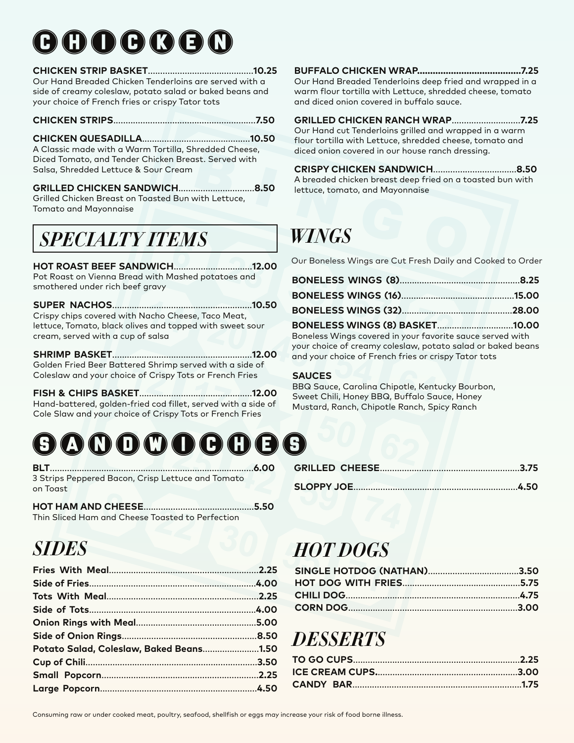# CHICKEN

**CHICKEN STRIP BASKET..........10.25**
Our Hand Breaded Chicken Tenderloins are served with a side of creamy coleslaw, potato salad or baked beans and your choice of French fries or crispy Tator tots

**CHICKEN STRIPS..........7.50**

**CHICKEN QUESADILLA..........10.50**
A Classic made with a Warm Tortilla, Shredded Cheese, Diced Tomato, and Tender Chicken Breast. Served with Salsa, Shredded Lettuce & Sour Cream

**GRILLED CHICKEN SANDWICH..........8.50**
Grilled Chicken Breast on Toasted Bun with Lettuce, Tomato and Mayonnaise

**BUFFALO CHICKEN WRAP..........7.25**
Our Hand Breaded Tenderloins deep fried and wrapped in a warm flour tortilla with Lettuce, shredded cheese, tomato and diced onion covered in buffalo sauce.

**GRILLED CHICKEN RANCH WRAP..........7.25**
Our Hand cut Tenderloins grilled and wrapped in a warm flour tortilla with Lettuce, shredded cheese, tomato and diced onion covered in our house ranch dressing.

**CRISPY CHICKEN SANDWICH..........8.50**
A breaded chicken breast deep fried on a toasted bun with lettuce, tomato, and Mayonnaise

## *SPECIALTY ITEMS*

**HOT ROAST BEEF SANDWICH..........12.00**
Pot Roast on Vienna Bread with Mashed potatoes and smothered under rich beef gravy

**SUPER NACHOS..........10.50**
Crispy chips covered with Nacho Cheese, Taco Meat, lettuce, Tomato, black olives and topped with sweet sour cream, served with a cup of salsa

**SHRIMP BASKET..........12.00**
Golden Fried Beer Battered Shrimp served with a side of Coleslaw and your choice of Crispy Tots or French Fries

**FISH & CHIPS BASKET..........12.00**
Hand-battered, golden-fried cod fillet, served with a side of Cole Slaw and your choice of Crispy Tots or French Fries

## *WINGS*

Our Boneless Wings are Cut Fresh Daily and Cooked to Order

**BONELESS WINGS (8)..........8.25**

**BONELESS WINGS (16)..........15.00**

**BONELESS WINGS (32)..........28.00**

**BONELESS WINGS (8) BASKET..........10.00**
Boneless Wings covered in your favorite sauce served with your choice of creamy coleslaw, potato salad or baked beans and your choice of French fries or crispy Tator tots

**SAUCES**
BBQ Sauce, Carolina Chipotle, Kentucky Bourbon, Sweet Chili, Honey BBQ, Buffalo Sauce, Honey Mustard, Ranch, Chipotle Ranch, Spicy Ranch

# SANDWICHES

**BLT..........6.00**
3 Strips Peppered Bacon, Crisp Lettuce and Tomato on Toast

**HOT HAM AND CHEESE..........5.50**
Thin Sliced Ham and Cheese Toasted to Perfection

**GRILLED CHEESE..........3.75**

**SLOPPY JOE..........4.50**

## *SIDES*

**Fries With Meal..........2.25**
**Side of Fries..........4.00**
**Tots With Meal..........2.25**
**Side of Tots..........4.00**
**Onion Rings with Meal..........5.00**
**Side of Onion Rings..........8.50**
**Potato Salad, Coleslaw, Baked Beans..........1.50**
**Cup of Chili..........3.50**
**Small Popcorn..........2.25**
**Large Popcorn..........4.50**

## *HOT DOGS*

**SINGLE HOTDOG (NATHAN)..........3.50**
**HOT DOG WITH FRIES..........5.75**
**CHILI DOG..........4.75**
**CORN DOG..........3.00**

## *DESSERTS*

**TO GO CUPS..........2.25**
**ICE CREAM CUPS..........3.00**
**CANDY BAR..........1.75**

Consuming raw or under cooked meat, poultry, seafood, shellfish or eggs may increase your risk of food borne illness.